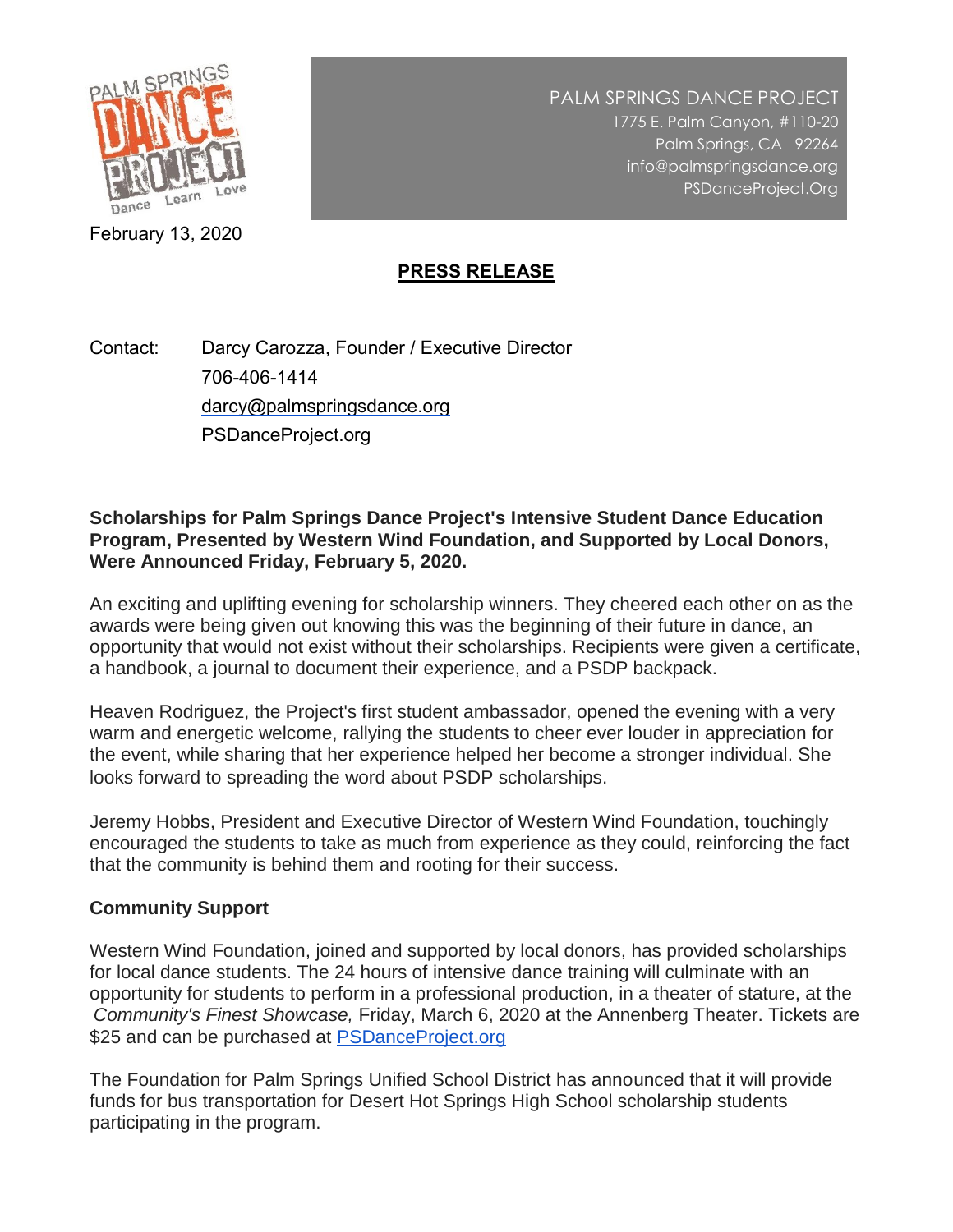PALM SPRINGS DANCE PROJECT
1775 E. Palm Canyon, #110-20
Palm Springs, CA 92264
info@palmspringsdance.org
PSDanceProject.Org

February 13, 2020

## PRESS RELEASE

Contact: Darcy Carozza, Founder / Executive Director
706-406-1414
darcy@palmspringsdance.org
PSDanceProject.org

**Scholarships for Palm Springs Dance Project's Intensive Student Dance Education Program, Presented by Western Wind Foundation, and Supported by Local Donors, Were Announced Friday, February 5, 2020.**

An exciting and uplifting evening for scholarship winners. They cheered each other on as the awards were being given out knowing this was the beginning of their future in dance, an opportunity that would not exist without their scholarships. Recipients were given a certificate, a handbook, a journal to document their experience, and a PSDP backpack.

Heaven Rodriguez, the Project's first student ambassador, opened the evening with a very warm and energetic welcome, rallying the students to cheer ever louder in appreciation for the event, while sharing that her experience helped her become a stronger individual. She looks forward to spreading the word about PSDP scholarships.

Jeremy Hobbs, President and Executive Director of Western Wind Foundation, touchingly encouraged the students to take as much from experience as they could, reinforcing the fact that the community is behind them and rooting for their success.

### Community Support

Western Wind Foundation, joined and supported by local donors, has provided scholarships for local dance students. The 24 hours of intensive dance training will culminate with an opportunity for students to perform in a professional production, in a theater of stature, at the *Community's Finest Showcase,* Friday, March 6, 2020 at the Annenberg Theater. Tickets are $25 and can be purchased at PSDanceProject.org

The Foundation for Palm Springs Unified School District has announced that it will provide funds for bus transportation for Desert Hot Springs High School scholarship students participating in the program.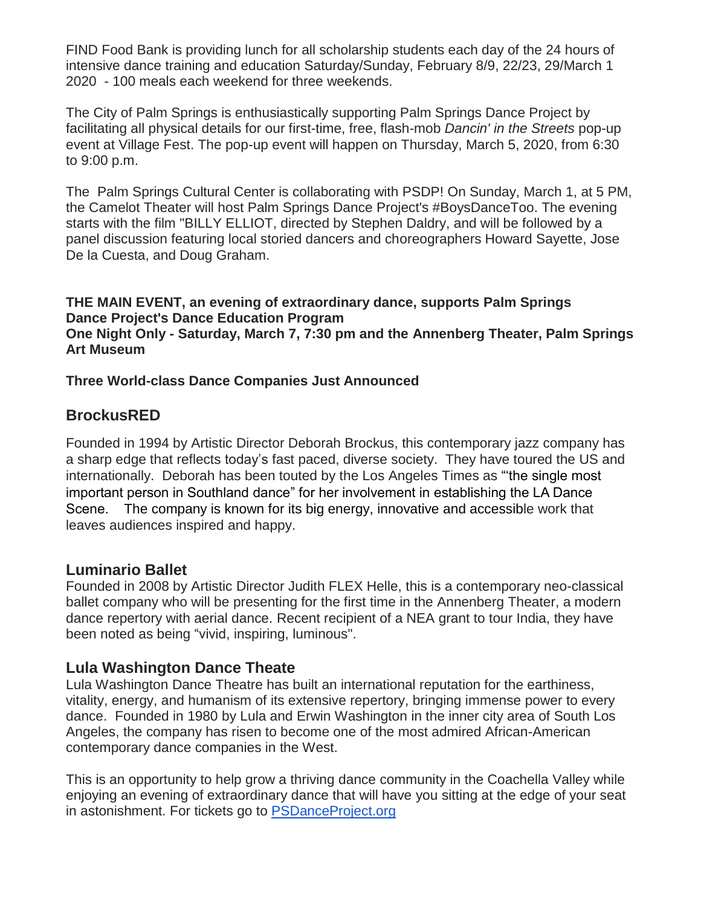FIND Food Bank is providing lunch for all scholarship students each day of the 24 hours of intensive dance training and education Saturday/Sunday, February 8/9, 22/23, 29/March 1 2020 - 100 meals each weekend for three weekends.

The City of Palm Springs is enthusiastically supporting Palm Springs Dance Project by facilitating all physical details for our first-time, free, flash-mob *Dancin' in the Streets* pop-up event at Village Fest. The pop-up event will happen on Thursday, March 5, 2020, from 6:30 to 9:00 p.m.

The Palm Springs Cultural Center is collaborating with PSDP! On Sunday, March 1, at 5 PM, the Camelot Theater will host Palm Springs Dance Project's #BoysDanceToo. The evening starts with the film "BILLY ELLIOT, directed by Stephen Daldry, and will be followed by a panel discussion featuring local storied dancers and choreographers Howard Sayette, Jose De la Cuesta, and Doug Graham.

**THE MAIN EVENT, an evening of extraordinary dance, supports Palm Springs Dance Project's Dance Education Program**
**One Night Only - Saturday, March 7, 7:30 pm and the Annenberg Theater, Palm Springs Art Museum**

**Three World-class Dance Companies Just Announced**

## BrockusRED

Founded in 1994 by Artistic Director Deborah Brockus, this contemporary jazz company has a sharp edge that reflects today's fast paced, diverse society. They have toured the US and internationally. Deborah has been touted by the Los Angeles Times as "'the single most important person in Southland dance" for her involvement in establishing the LA Dance Scene. The company is known for its big energy, innovative and accessible work that leaves audiences inspired and happy.

## Luminario Ballet

Founded in 2008 by Artistic Director Judith FLEX Helle, this is a contemporary neo-classical ballet company who will be presenting for the first time in the Annenberg Theater, a modern dance repertory with aerial dance. Recent recipient of a NEA grant to tour India, they have been noted as being "vivid, inspiring, luminous".

## Lula Washington Dance Theate

Lula Washington Dance Theatre has built an international reputation for the earthiness, vitality, energy, and humanism of its extensive repertory, bringing immense power to every dance. Founded in 1980 by Lula and Erwin Washington in the inner city area of South Los Angeles, the company has risen to become one of the most admired African-American contemporary dance companies in the West.

This is an opportunity to help grow a thriving dance community in the Coachella Valley while enjoying an evening of extraordinary dance that will have you sitting at the edge of your seat in astonishment. For tickets go to [PSDanceProject.org](PSDanceProject.org)